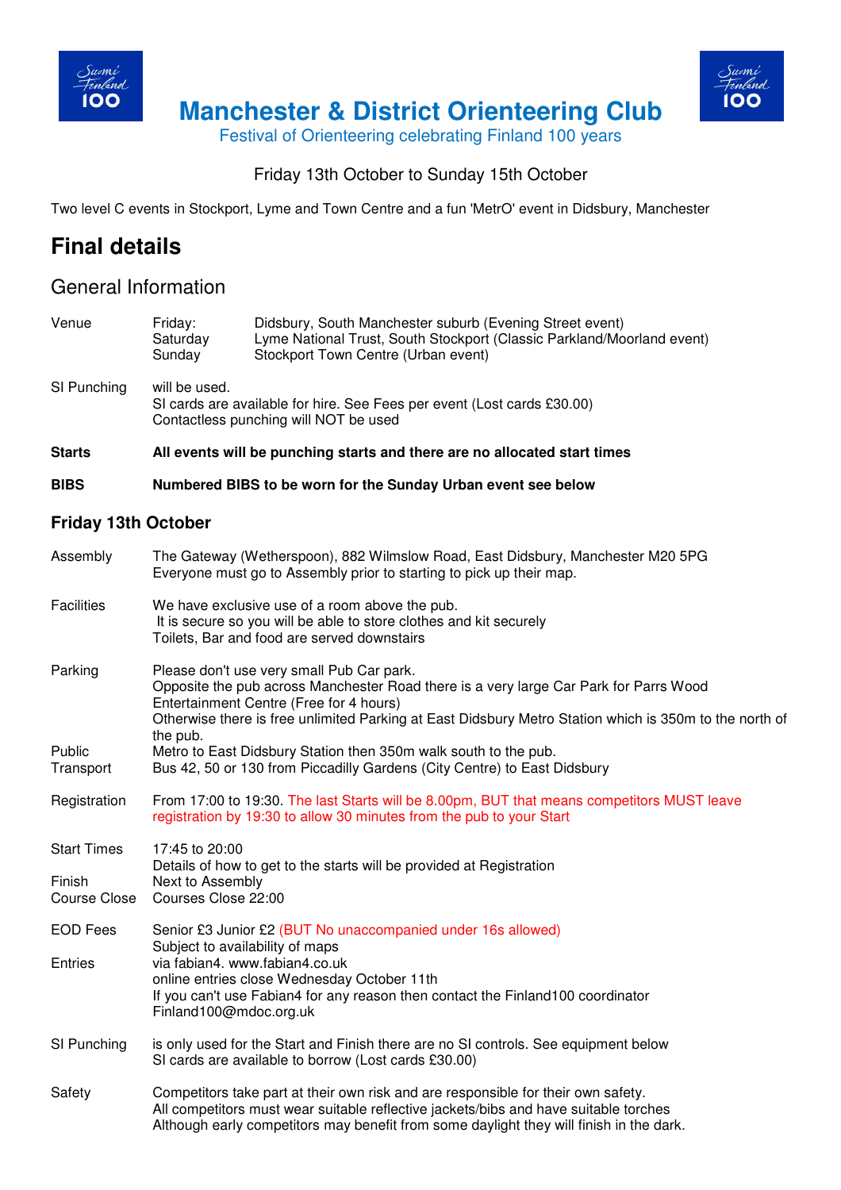# Manchester & District Orienteering Club

Festival of Orienteering celebrating Finland 100 years

Friday 13th October to Sunday 15th October

Two level C events in Stockport, Lyme and Town Centre and a fun 'MetrO' event in Didsbury, Manchester

# Final details

## General Information

| | | |
|---|---|---|
| Venue | Friday: | Didsbury, South Manchester suburb (Evening Street event) |
| | Saturday | Lyme National Trust, South Stockport (Classic Parkland/Moorland event) |
| | Sunday | Stockport Town Centre (Urban event) |

**SI Punching** will be used.
SI cards are available for hire. See Fees per event (Lost cards £30.00)
Contactless punching will NOT be used

**Starts** — **All events will be punching starts and there are no allocated start times**

**BIBS** — **Numbered BIBS to be worn for the Sunday Urban event see below**

### Friday 13th October

**Assembly**
The Gateway (Wetherspoon), 882 Wilmslow Road, East Didsbury, Manchester M20 5PG
Everyone must go to Assembly prior to starting to pick up their map.

**Facilities**
We have exclusive use of a room above the pub.
It is secure so you will be able to store clothes and kit securely
Toilets, Bar and food are served downstairs

**Parking**
Please don't use very small Pub Car park.
Opposite the pub across Manchester Road there is a very large Car Park for Parrs Wood Entertainment Centre (Free for 4 hours)
Otherwise there is free unlimited Parking at East Didsbury Metro Station which is 350m to the north of the pub.

**Public Transport**
Metro to East Didsbury Station then 350m walk south to the pub.
Bus 42, 50 or 130 from Piccadilly Gardens (City Centre) to East Didsbury

**Registration**
From 17:00 to 19:30. The last Starts will be 8.00pm, BUT that means competitors MUST leave registration by 19:30 to allow 30 minutes from the pub to your Start

**Start Times**
17:45 to 20:00
Details of how to get to the starts will be provided at Registration

**Finish**
Next to Assembly

**Course Close**
Courses Close 22:00

**EOD Fees**
Senior £3 Junior £2 (BUT No unaccompanied under 16s allowed)
Subject to availability of maps

**Entries**
via fabian4. www.fabian4.co.uk
online entries close Wednesday October 11th
If you can't use Fabian4 for any reason then contact the Finland100 coordinator Finland100@mdoc.org.uk

**SI Punching**
is only used for the Start and Finish there are no SI controls. See equipment below
SI cards are available to borrow (Lost cards £30.00)

**Safety**
Competitors take part at their own risk and are responsible for their own safety.
All competitors must wear suitable reflective jackets/bibs and have suitable torches
Although early competitors may benefit from some daylight they will finish in the dark.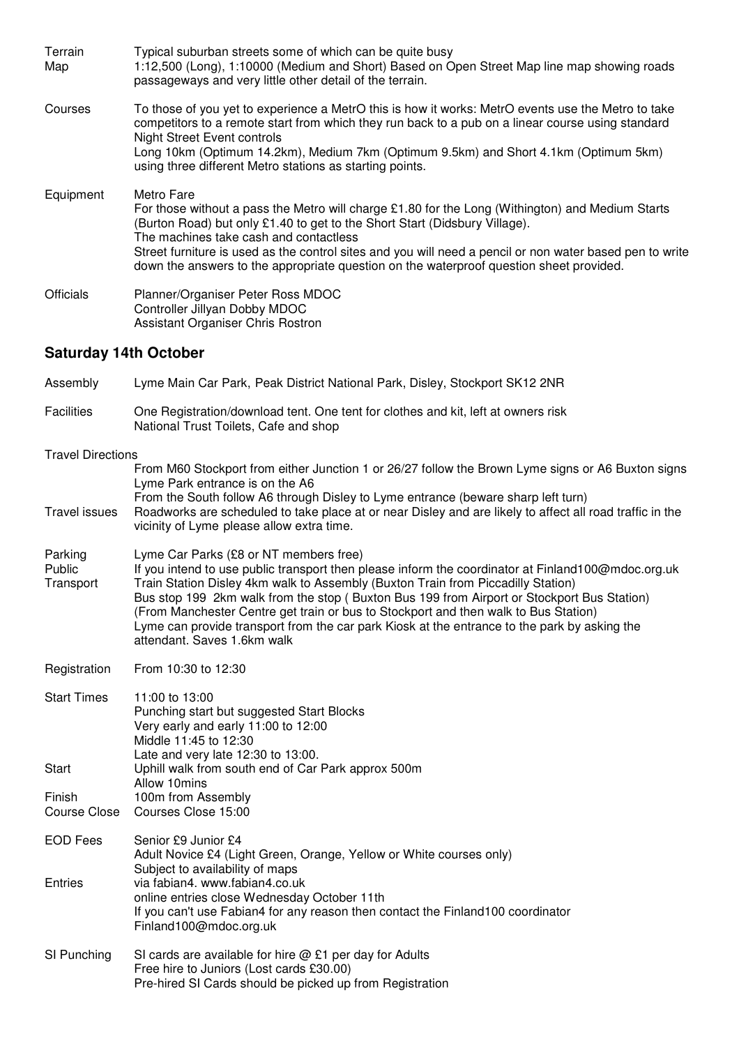| | |
|---|---|
| Terrain | Typical suburban streets some of which can be quite busy |
| Map | 1:12,500 (Long), 1:10000 (Medium and Short) Based on Open Street Map line map showing roads passageways and very little other detail of the terrain. |
| Courses | To those of you yet to experience a MetrO this is how it works: MetrO events use the Metro to take competitors to a remote start from which they run back to a pub on a linear course using standard Night Street Event controls<br>Long 10km (Optimum 14.2km), Medium 7km (Optimum 9.5km) and Short 4.1km (Optimum 5km) using three different Metro stations as starting points. |
| Equipment | Metro Fare<br>For those without a pass the Metro will charge £1.80 for the Long (Withington) and Medium Starts (Burton Road) but only £1.40 to get to the Short Start (Didsbury Village).<br>The machines take cash and contactless<br>Street furniture is used as the control sites and you will need a pencil or non water based pen to write down the answers to the appropriate question on the waterproof question sheet provided. |
| Officials | Planner/Organiser Peter Ross MDOC<br>Controller Jillyan Dobby MDOC<br>Assistant Organiser Chris Rostron |

## Saturday 14th October

| | |
|---|---|
| Assembly | Lyme Main Car Park, Peak District National Park, Disley, Stockport SK12 2NR |
| Facilities | One Registration/download tent. One tent for clothes and kit, left at owners risk<br>National Trust Toilets, Cafe and shop |
| Travel Directions | From M60 Stockport from either Junction 1 or 26/27 follow the Brown Lyme signs or A6 Buxton signs Lyme Park entrance is on the A6<br>From the South follow A6 through Disley to Lyme entrance (beware sharp left turn) |
| Travel issues | Roadworks are scheduled to take place at or near Disley and are likely to affect all road traffic in the vicinity of Lyme please allow extra time. |
| Parking | Lyme Car Parks (£8 or NT members free) |
| Public Transport | If you intend to use public transport then please inform the coordinator at Finland100@mdoc.org.uk<br>Train Station Disley 4km walk to Assembly (Buxton Train from Piccadilly Station)<br>Bus stop 199 2km walk from the stop ( Buxton Bus 199 from Airport or Stockport Bus Station)<br>(From Manchester Centre get train or bus to Stockport and then walk to Bus Station)<br>Lyme can provide transport from the car park Kiosk at the entrance to the park by asking the attendant. Saves 1.6km walk |
| Registration | From 10:30 to 12:30 |
| Start Times | 11:00 to 13:00<br>Punching start but suggested Start Blocks<br>Very early and early 11:00 to 12:00<br>Middle 11:45 to 12:30<br>Late and very late 12:30 to 13:00. |
| Start | Uphill walk from south end of Car Park approx 500m<br>Allow 10mins |
| Finish | 100m from Assembly |
| Course Close | Courses Close 15:00 |
| EOD Fees | Senior £9 Junior £4<br>Adult Novice £4 (Light Green, Orange, Yellow or White courses only)<br>Subject to availability of maps |
| Entries | via fabian4. www.fabian4.co.uk<br>online entries close Wednesday October 11th<br>If you can't use Fabian4 for any reason then contact the Finland100 coordinator Finland100@mdoc.org.uk |
| SI Punching | SI cards are available for hire @ £1 per day for Adults<br>Free hire to Juniors (Lost cards £30.00)<br>Pre-hired SI Cards should be picked up from Registration |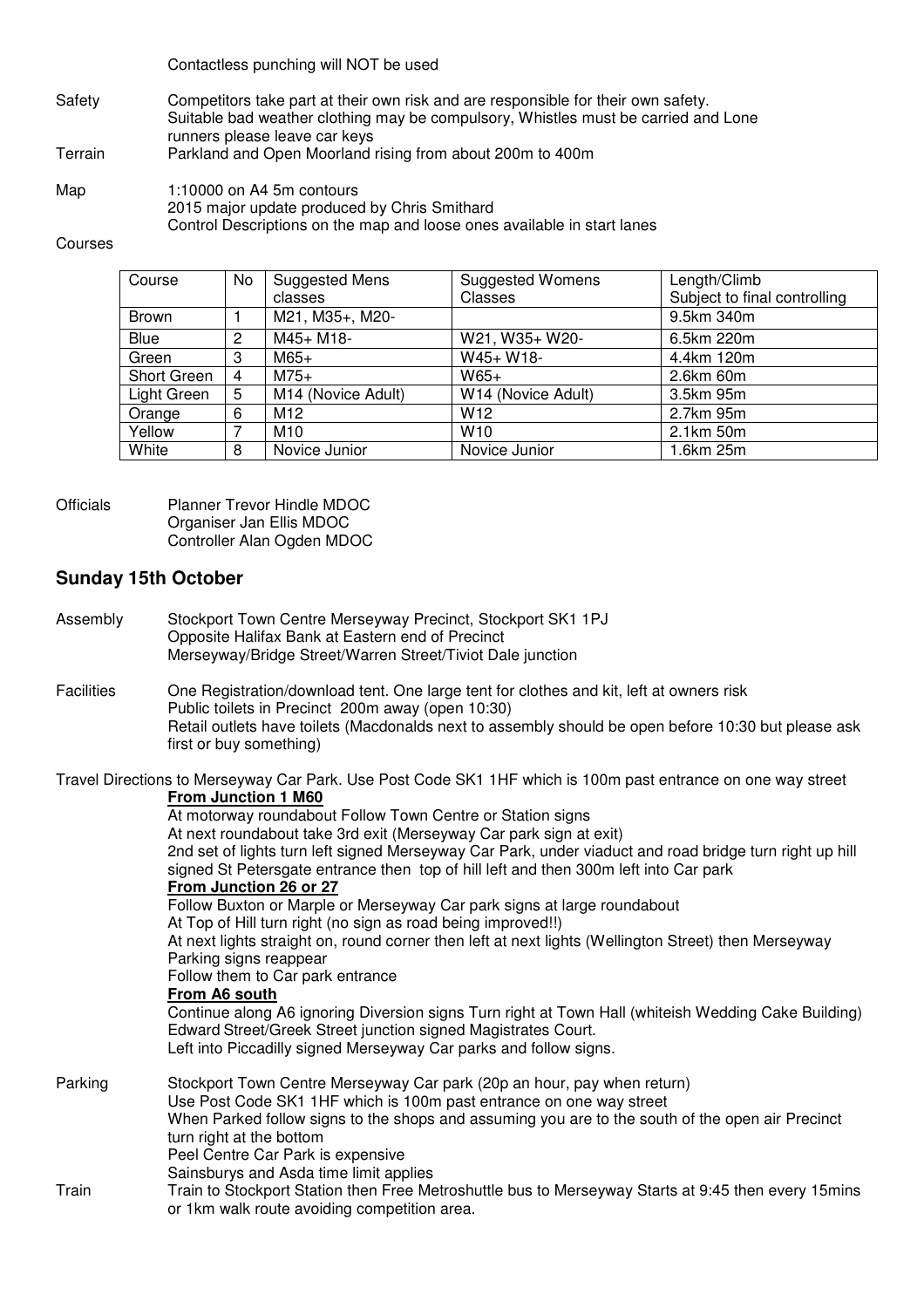Contactless punching will NOT be used

Safety: Competitors take part at their own risk and are responsible for their own safety.
Suitable bad weather clothing may be compulsory, Whistles must be carried and Lone runners please leave car keys

Terrain: Parkland and Open Moorland rising from about 200m to 400m

Map: 1:10000 on A4 5m contours
2015 major update produced by Chris Smithard
Control Descriptions on the map and loose ones available in start lanes

Courses

| Course | No | Suggested Mens classes | Suggested Womens Classes | Length/Climb Subject to final controlling |
|---|---|---|---|---|
| Brown | 1 | M21, M35+, M20- | | 9.5km 340m |
| Blue | 2 | M45+ M18- | W21, W35+ W20- | 6.5km 220m |
| Green | 3 | M65+ | W45+ W18- | 4.4km 120m |
| Short Green | 4 | M75+ | W65+ | 2.6km 60m |
| Light Green | 5 | M14 (Novice Adult) | W14 (Novice Adult) | 3.5km 95m |
| Orange | 6 | M12 | W12 | 2.7km 95m |
| Yellow | 7 | M10 | W10 | 2.1km 50m |
| White | 8 | Novice Junior | Novice Junior | 1.6km 25m |

Officials: Planner Trevor Hindle MDOC
Organiser Jan Ellis MDOC
Controller Alan Ogden MDOC

## Sunday 15th October

Assembly: Stockport Town Centre Merseyway Precinct, Stockport SK1 1PJ
Opposite Halifax Bank at Eastern end of Precinct
Merseyway/Bridge Street/Warren Street/Tiviot Dale junction

Facilities: One Registration/download tent. One large tent for clothes and kit, left at owners risk
Public toilets in Precinct 200m away (open 10:30)
Retail outlets have toilets (Macdonalds next to assembly should be open before 10:30 but please ask first or buy something)

Travel Directions to Merseyway Car Park. Use Post Code SK1 1HF which is 100m past entrance on one way street

**From Junction 1 M60**

At motorway roundabout Follow Town Centre or Station signs
At next roundabout take 3rd exit (Merseyway Car park sign at exit)
2nd set of lights turn left signed Merseyway Car Park, under viaduct and road bridge turn right up hill signed St Petersgate entrance then top of hill left and then 300m left into Car park

**From Junction 26 or 27**

Follow Buxton or Marple or Merseyway Car park signs at large roundabout
At Top of Hill turn right (no sign as road being improved!!)
At next lights straight on, round corner then left at next lights (Wellington Street) then Merseyway Parking signs reappear
Follow them to Car park entrance

**From A6 south**

Continue along A6 ignoring Diversion signs Turn right at Town Hall (whiteish Wedding Cake Building) Edward Street/Greek Street junction signed Magistrates Court.
Left into Piccadilly signed Merseyway Car parks and follow signs.

Parking: Stockport Town Centre Merseyway Car park (20p an hour, pay when return)
Use Post Code SK1 1HF which is 100m past entrance on one way street
When Parked follow signs to the shops and assuming you are to the south of the open air Precinct turn right at the bottom
Peel Centre Car Park is expensive
Sainsburys and Asda time limit applies

Train: Train to Stockport Station then Free Metroshuttle bus to Merseyway Starts at 9:45 then every 15mins or 1km walk route avoiding competition area.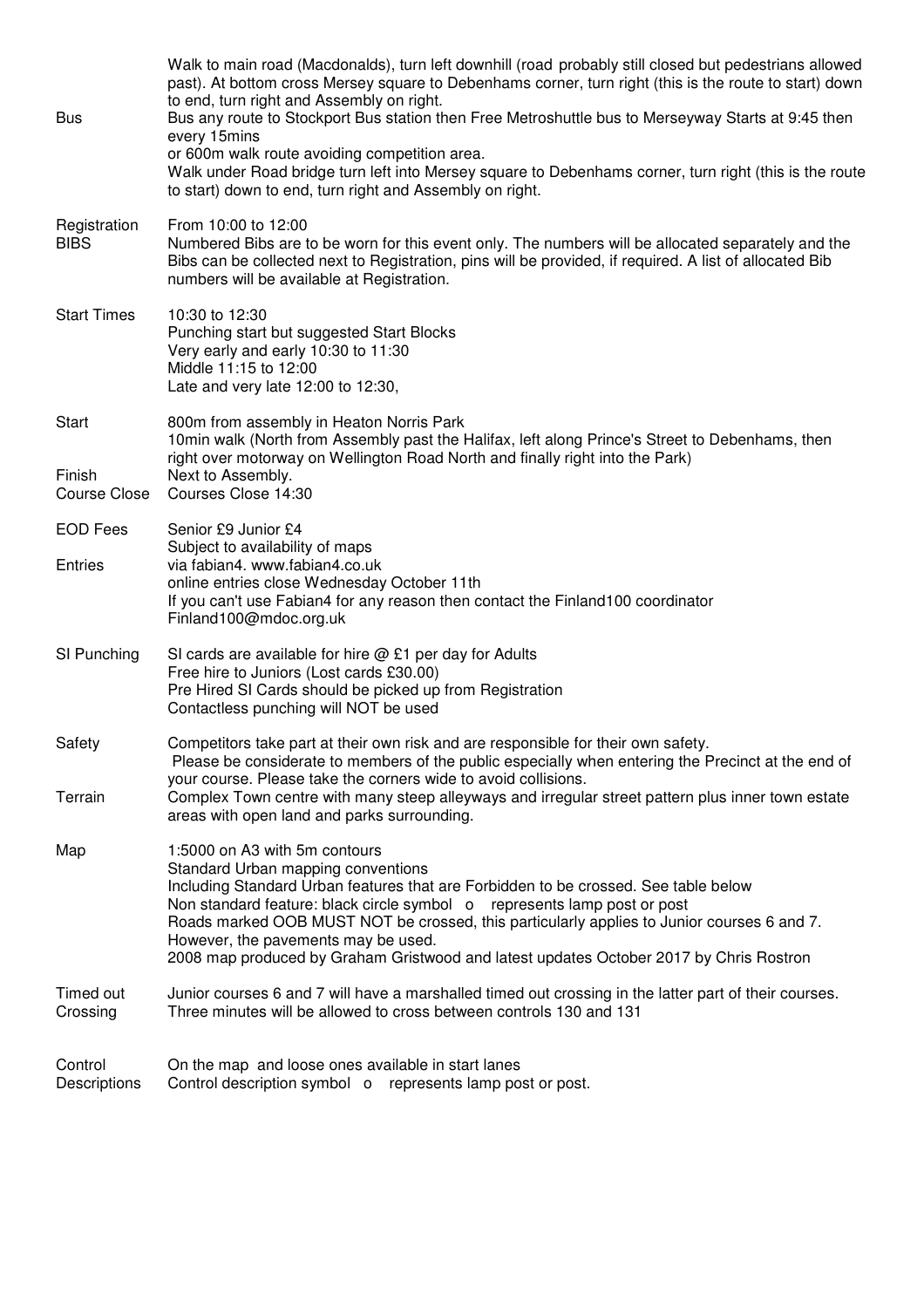| | |
|---|---|
| Bus | Walk to main road (Macdonalds), turn left downhill (road probably still closed but pedestrians allowed past). At bottom cross Mersey square to Debenhams corner, turn right (this is the route to start) down to end, turn right and Assembly on right.<br>Bus any route to Stockport Bus station then Free Metroshuttle bus to Merseyway Starts at 9:45 then every 15mins<br>or 600m walk route avoiding competition area.<br>Walk under Road bridge turn left into Mersey square to Debenhams corner, turn right (this is the route to start) down to end, turn right and Assembly on right. |
| Registration<br>BIBS | From 10:00 to 12:00<br>Numbered Bibs are to be worn for this event only. The numbers will be allocated separately and the Bibs can be collected next to Registration, pins will be provided, if required. A list of allocated Bib numbers will be available at Registration. |
| Start Times | 10:30 to 12:30<br>Punching start but suggested Start Blocks<br>Very early and early 10:30 to 11:30<br>Middle 11:15 to 12:00<br>Late and very late 12:00 to 12:30, |
| Start | 800m from assembly in Heaton Norris Park<br>10min walk (North from Assembly past the Halifax, left along Prince's Street to Debenhams, then right over motorway on Wellington Road North and finally right into the Park) |
| Finish | Next to Assembly. |
| Course Close | Courses Close 14:30 |
| EOD Fees | Senior £9 Junior £4<br>Subject to availability of maps |
| Entries | via fabian4. www.fabian4.co.uk<br>online entries close Wednesday October 11th<br>If you can't use Fabian4 for any reason then contact the Finland100 coordinator Finland100@mdoc.org.uk |
| SI Punching | SI cards are available for hire @ £1 per day for Adults<br>Free hire to Juniors (Lost cards £30.00)<br>Pre Hired SI Cards should be picked up from Registration<br>Contactless punching will NOT be used |
| Safety | Competitors take part at their own risk and are responsible for their own safety.<br>Please be considerate to members of the public especially when entering the Precinct at the end of your course. Please take the corners wide to avoid collisions. |
| Terrain | Complex Town centre with many steep alleyways and irregular street pattern plus inner town estate areas with open land and parks surrounding. |
| Map | 1:5000 on A3 with 5m contours<br>Standard Urban mapping conventions<br>Including Standard Urban features that are Forbidden to be crossed. See table below<br>Non standard feature: black circle symbol o represents lamp post or post<br>Roads marked OOB MUST NOT be crossed, this particularly applies to Junior courses 6 and 7. However, the pavements may be used.<br>2008 map produced by Graham Gristwood and latest updates October 2017 by Chris Rostron |
| Timed out Crossing | Junior courses 6 and 7 will have a marshalled timed out crossing in the latter part of their courses. Three minutes will be allowed to cross between controls 130 and 131 |
| Control Descriptions | On the map and loose ones available in start lanes<br>Control description symbol o represents lamp post or post. |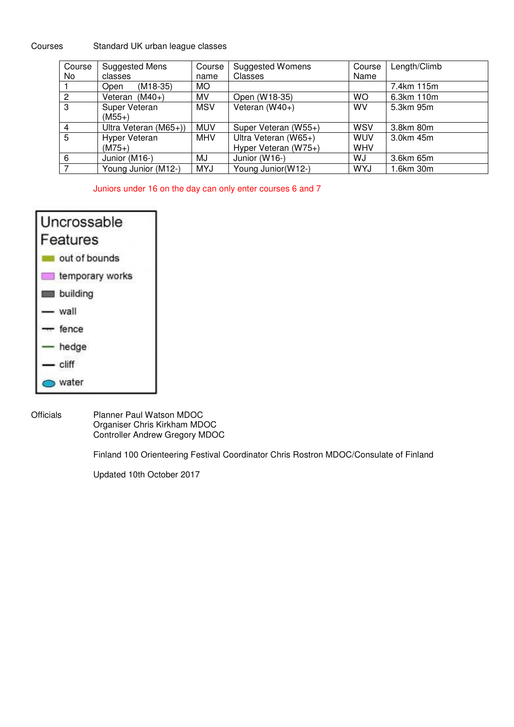Courses Standard UK urban league classes

| Course No | Suggested Mens classes | Course name | Suggested Womens Classes | Course Name | Length/Climb |
|---|---|---|---|---|---|
| 1 | Open (M18-35) | MO | | | 7.4km 115m |
| 2 | Veteran (M40+) | MV | Open (W18-35) | WO | 6.3km 110m |
| 3 | Super Veteran (M55+) | MSV | Veteran (W40+) | WV | 5.3km 95m |
| 4 | Ultra Veteran (M65+)) | MUV | Super Veteran (W55+) | WSV | 3.8km 80m |
| 5 | Hyper Veteran (M75+) | MHV | Ultra Veteran (W65+)<br>Hyper Veteran (W75+) | WUV<br>WHV | 3.0km 45m |
| 6 | Junior (M16-) | MJ | Junior (W16-) | WJ | 3.6km 65m |
| 7 | Young Junior (M12-) | MYJ | Young Junior(W12-) | WYJ | 1.6km 30m |

Juniors under 16 on the day can only enter courses 6 and 7

**Uncrossable Features**

- out of bounds
- temporary works
- building
- wall
- fence
- hedge
- cliff
- water

Officials

Planner Paul Watson MDOC
Organiser Chris Kirkham MDOC
Controller Andrew Gregory MDOC

Finland 100 Orienteering Festival Coordinator Chris Rostron MDOC/Consulate of Finland

Updated 10th October 2017